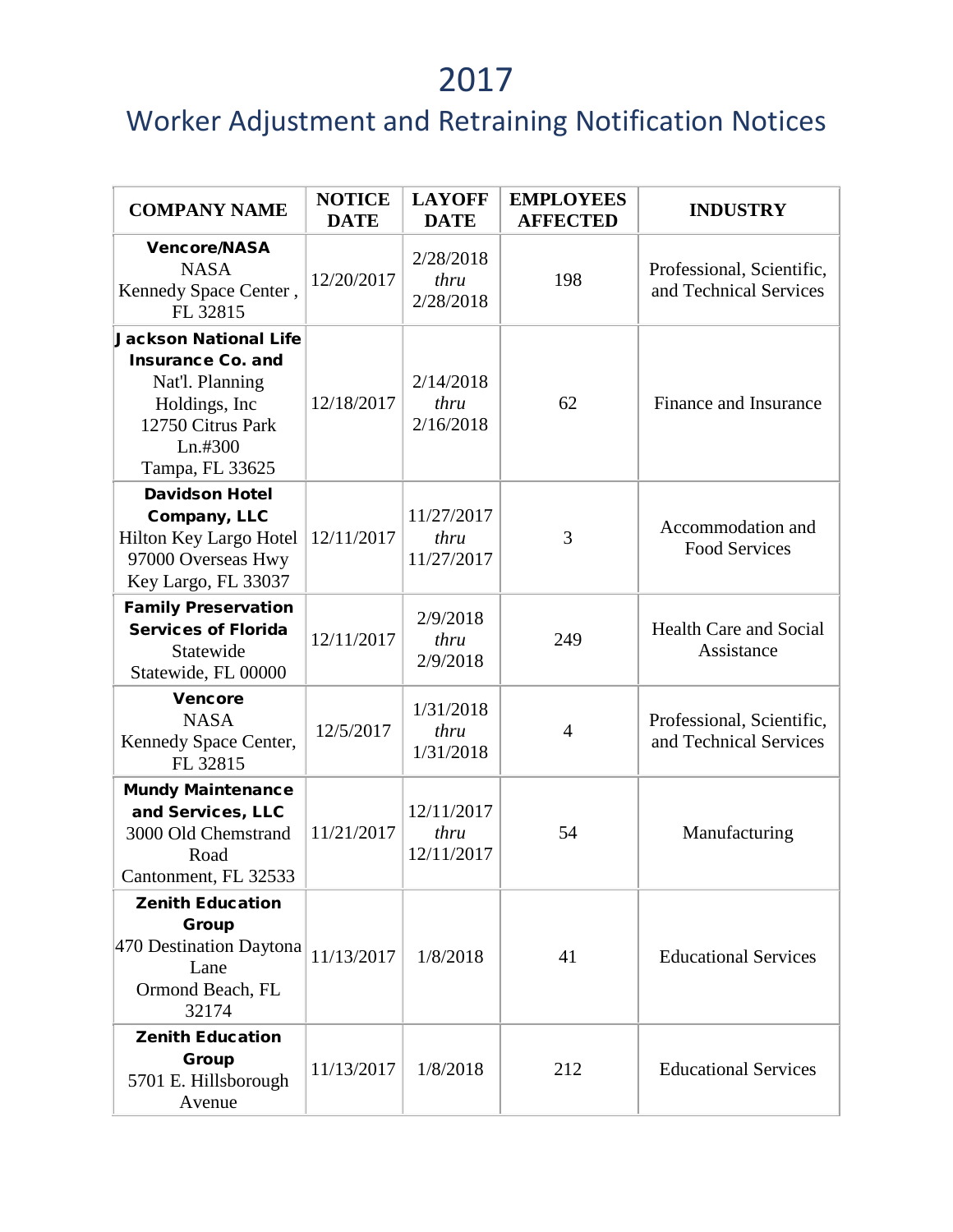# 2017

## Worker Adjustment and Retraining Notification Notices

| COMPANY NAME | NOTICE DATE | LAYOFF DATE | EMPLOYEES AFFECTED | INDUSTRY |
|---|---|---|---|---|
| **Vencore/NASA**<br>NASA<br>Kennedy Space Center , FL 32815 | 12/20/2017 | 2/28/2018 *thru* 2/28/2018 | 198 | Professional, Scientific, and Technical Services |
| **Jackson National Life Insurance Co. and** Nat'l. Planning Holdings, Inc<br>12750 Citrus Park Ln.#300<br>Tampa, FL 33625 | 12/18/2017 | 2/14/2018 *thru* 2/16/2018 | 62 | Finance and Insurance |
| **Davidson Hotel Company, LLC**<br>Hilton Key Largo Hotel<br>97000 Overseas Hwy<br>Key Largo, FL 33037 | 12/11/2017 | 11/27/2017 *thru* 11/27/2017 | 3 | Accommodation and Food Services |
| **Family Preservation Services of Florida**<br>Statewide<br>Statewide, FL 00000 | 12/11/2017 | 2/9/2018 *thru* 2/9/2018 | 249 | Health Care and Social Assistance |
| **Vencore**<br>NASA<br>Kennedy Space Center, FL 32815 | 12/5/2017 | 1/31/2018 *thru* 1/31/2018 | 4 | Professional, Scientific, and Technical Services |
| **Mundy Maintenance and Services, LLC**<br>3000 Old Chemstrand Road<br>Cantonment, FL 32533 | 11/21/2017 | 12/11/2017 *thru* 12/11/2017 | 54 | Manufacturing |
| **Zenith Education Group**<br>470 Destination Daytona Lane<br>Ormond Beach, FL 32174 | 11/13/2017 | 1/8/2018 | 41 | Educational Services |
| **Zenith Education Group**<br>5701 E. Hillsborough Avenue | 11/13/2017 | 1/8/2018 | 212 | Educational Services |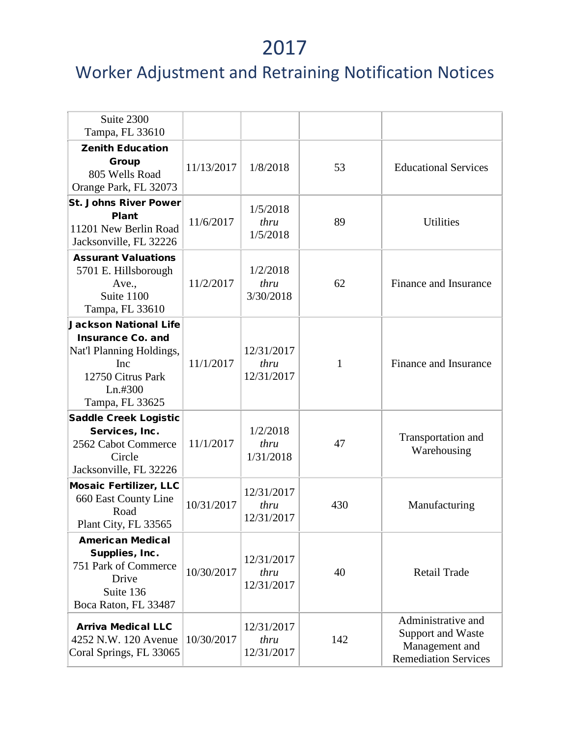# 2017

## Worker Adjustment and Retraining Notification Notices

| | | | | |
|---|---|---|---|---|
| Suite 2300<br>Tampa, FL 33610 | | | | |
| **Zenith Education Group**<br>805 Wells Road<br>Orange Park, FL 32073 | 11/13/2017 | 1/8/2018 | 53 | Educational Services |
| **St. Johns River Power Plant**<br>11201 New Berlin Road<br>Jacksonville, FL 32226 | 11/6/2017 | 1/5/2018<br>*thru*<br>1/5/2018 | 89 | Utilities |
| **Assurant Valuations**<br>5701 E. Hillsborough Ave.,<br>Suite 1100<br>Tampa, FL 33610 | 11/2/2017 | 1/2/2018<br>*thru*<br>3/30/2018 | 62 | Finance and Insurance |
| **Jackson National Life Insurance Co. and**<br>Nat'l Planning Holdings, Inc<br>12750 Citrus Park Ln.#300<br>Tampa, FL 33625 | 11/1/2017 | 12/31/2017<br>*thru*<br>12/31/2017 | 1 | Finance and Insurance |
| **Saddle Creek Logistic Services, Inc.**<br>2562 Cabot Commerce Circle<br>Jacksonville, FL 32226 | 11/1/2017 | 1/2/2018<br>*thru*<br>1/31/2018 | 47 | Transportation and Warehousing |
| **Mosaic Fertilizer, LLC**<br>660 East County Line Road<br>Plant City, FL 33565 | 10/31/2017 | 12/31/2017<br>*thru*<br>12/31/2017 | 430 | Manufacturing |
| **American Medical Supplies, Inc.**<br>751 Park of Commerce Drive<br>Suite 136<br>Boca Raton, FL 33487 | 10/30/2017 | 12/31/2017<br>*thru*<br>12/31/2017 | 40 | Retail Trade |
| **Arriva Medical LLC**<br>4252 N.W. 120 Avenue<br>Coral Springs, FL 33065 | 10/30/2017 | 12/31/2017<br>*thru*<br>12/31/2017 | 142 | Administrative and Support and Waste Management and Remediation Services |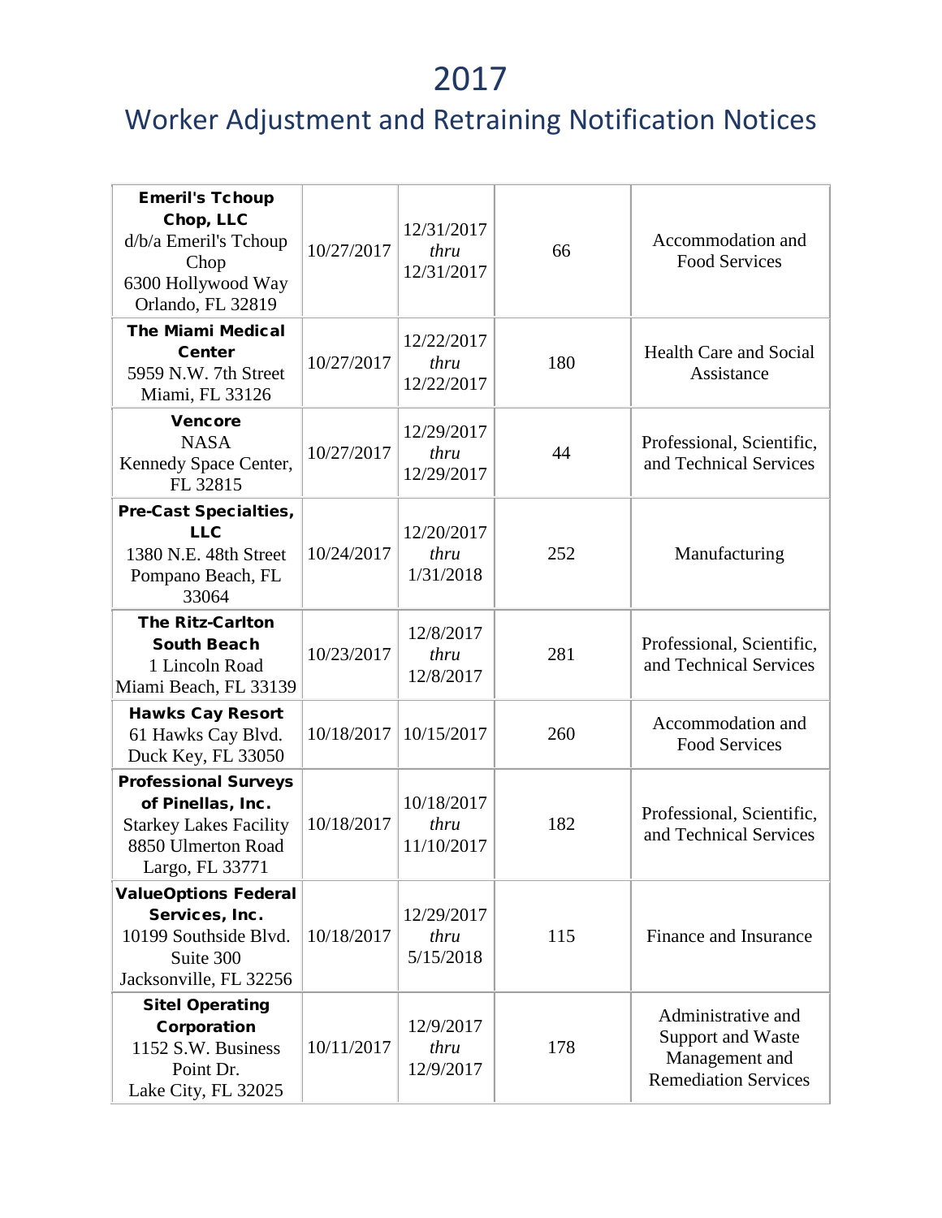# 2017

## Worker Adjustment and Retraining Notification Notices

| | | | | |
|---|---|---|---|---|
| **Emeril's Tchoup Chop, LLC** d/b/a Emeril's Tchoup Chop 6300 Hollywood Way Orlando, FL 32819 | 10/27/2017 | 12/31/2017 *thru* 12/31/2017 | 66 | Accommodation and Food Services |
| **The Miami Medical Center** 5959 N.W. 7th Street Miami, FL 33126 | 10/27/2017 | 12/22/2017 *thru* 12/22/2017 | 180 | Health Care and Social Assistance |
| **Vencore** NASA Kennedy Space Center, FL 32815 | 10/27/2017 | 12/29/2017 *thru* 12/29/2017 | 44 | Professional, Scientific, and Technical Services |
| **Pre-Cast Specialties, LLC** 1380 N.E. 48th Street Pompano Beach, FL 33064 | 10/24/2017 | 12/20/2017 *thru* 1/31/2018 | 252 | Manufacturing |
| **The Ritz-Carlton South Beach** 1 Lincoln Road Miami Beach, FL 33139 | 10/23/2017 | 12/8/2017 *thru* 12/8/2017 | 281 | Professional, Scientific, and Technical Services |
| **Hawks Cay Resort** 61 Hawks Cay Blvd. Duck Key, FL 33050 | 10/18/2017 | 10/15/2017 | 260 | Accommodation and Food Services |
| **Professional Surveys of Pinellas, Inc.** Starkey Lakes Facility 8850 Ulmerton Road Largo, FL 33771 | 10/18/2017 | 10/18/2017 *thru* 11/10/2017 | 182 | Professional, Scientific, and Technical Services |
| **ValueOptions Federal Services, Inc.** 10199 Southside Blvd. Suite 300 Jacksonville, FL 32256 | 10/18/2017 | 12/29/2017 *thru* 5/15/2018 | 115 | Finance and Insurance |
| **Sitel Operating Corporation** 1152 S.W. Business Point Dr. Lake City, FL 32025 | 10/11/2017 | 12/9/2017 *thru* 12/9/2017 | 178 | Administrative and Support and Waste Management and Remediation Services |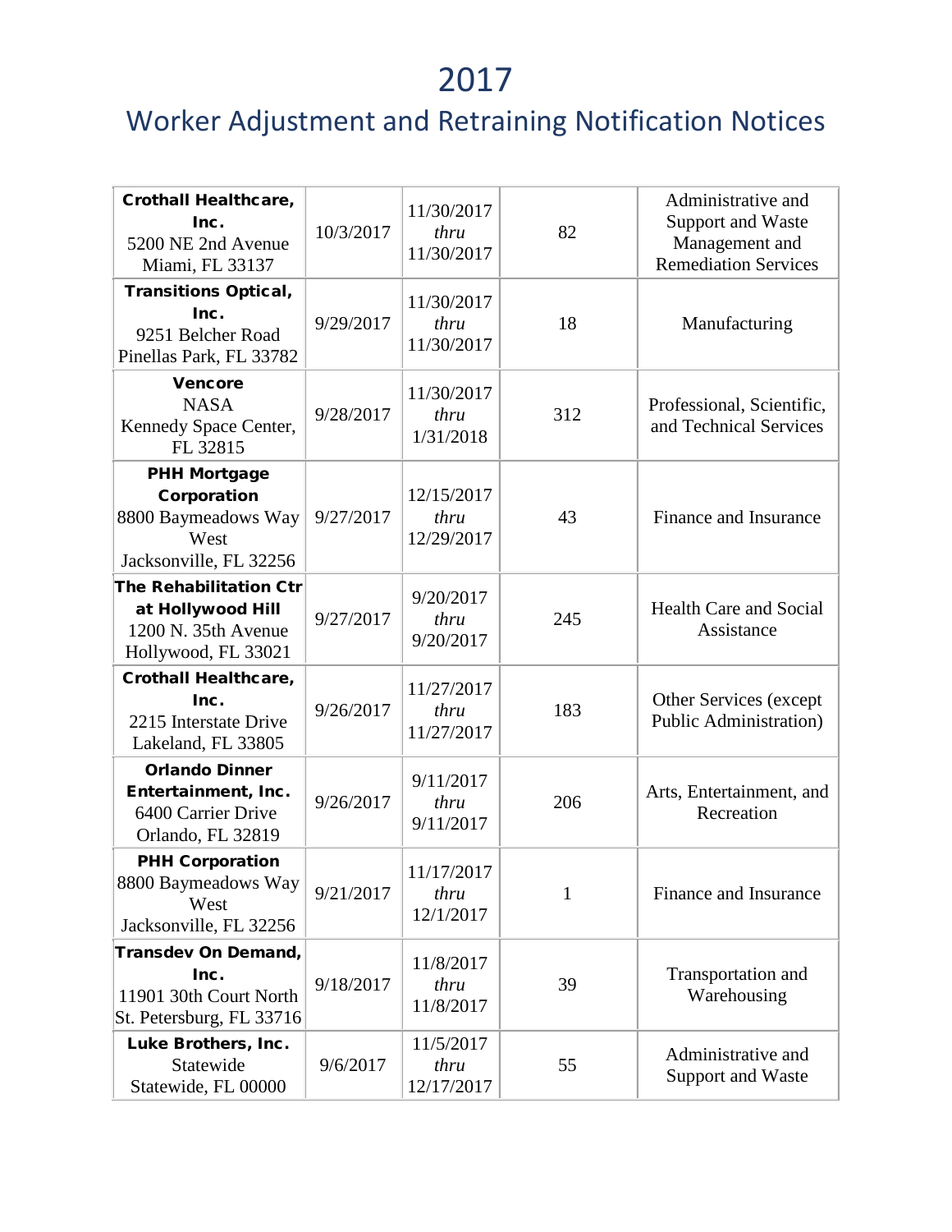# 2017

## Worker Adjustment and Retraining Notification Notices

| Company | Notice Date | Layoff Dates | Employees | Industry |
|---|---|---|---|---|
| **Crothall Healthcare, Inc.** 5200 NE 2nd Avenue Miami, FL 33137 | 10/3/2017 | 11/30/2017 *thru* 11/30/2017 | 82 | Administrative and Support and Waste Management and Remediation Services |
| **Transitions Optical, Inc.** 9251 Belcher Road Pinellas Park, FL 33782 | 9/29/2017 | 11/30/2017 *thru* 11/30/2017 | 18 | Manufacturing |
| **Vencore** NASA Kennedy Space Center, FL 32815 | 9/28/2017 | 11/30/2017 *thru* 1/31/2018 | 312 | Professional, Scientific, and Technical Services |
| **PHH Mortgage Corporation** 8800 Baymeadows Way West Jacksonville, FL 32256 | 9/27/2017 | 12/15/2017 *thru* 12/29/2017 | 43 | Finance and Insurance |
| **The Rehabilitation Ctr at Hollywood Hill** 1200 N. 35th Avenue Hollywood, FL 33021 | 9/27/2017 | 9/20/2017 *thru* 9/20/2017 | 245 | Health Care and Social Assistance |
| **Crothall Healthcare, Inc.** 2215 Interstate Drive Lakeland, FL 33805 | 9/26/2017 | 11/27/2017 *thru* 11/27/2017 | 183 | Other Services (except Public Administration) |
| **Orlando Dinner Entertainment, Inc.** 6400 Carrier Drive Orlando, FL 32819 | 9/26/2017 | 9/11/2017 *thru* 9/11/2017 | 206 | Arts, Entertainment, and Recreation |
| **PHH Corporation** 8800 Baymeadows Way West Jacksonville, FL 32256 | 9/21/2017 | 11/17/2017 *thru* 12/1/2017 | 1 | Finance and Insurance |
| **Transdev On Demand, Inc.** 11901 30th Court North St. Petersburg, FL 33716 | 9/18/2017 | 11/8/2017 *thru* 11/8/2017 | 39 | Transportation and Warehousing |
| **Luke Brothers, Inc.** Statewide Statewide, FL 00000 | 9/6/2017 | 11/5/2017 *thru* 12/17/2017 | 55 | Administrative and Support and Waste |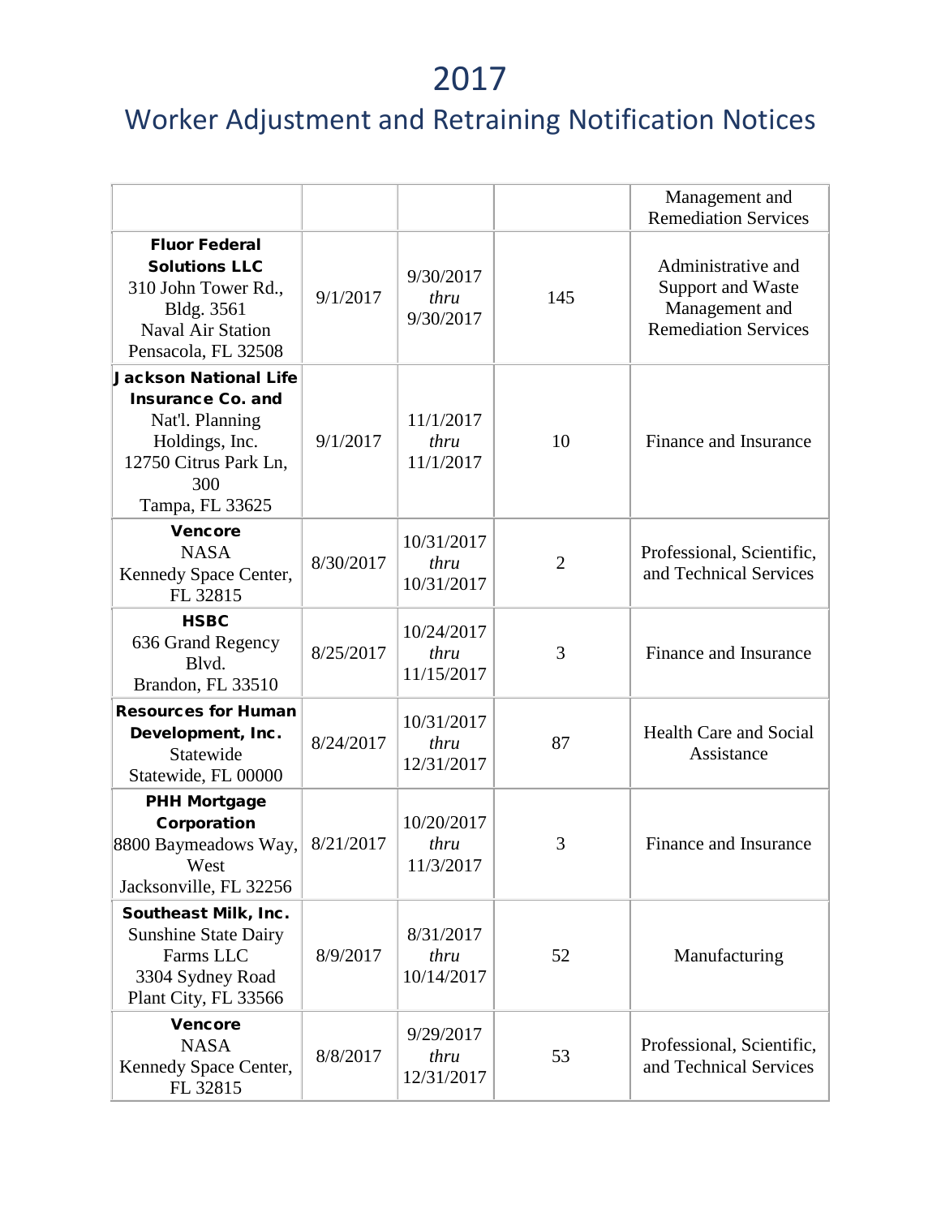# 2017

## Worker Adjustment and Retraining Notification Notices

| | | | | |
|---|---|---|---|---|
| | | | | Management and Remediation Services |
| **Fluor Federal Solutions LLC** 310 John Tower Rd., Bldg. 3561 Naval Air Station Pensacola, FL 32508 | 9/1/2017 | 9/30/2017 *thru* 9/30/2017 | 145 | Administrative and Support and Waste Management and Remediation Services |
| **Jackson National Life Insurance Co. and** Nat'l. Planning Holdings, Inc. 12750 Citrus Park Ln, 300 Tampa, FL 33625 | 9/1/2017 | 11/1/2017 *thru* 11/1/2017 | 10 | Finance and Insurance |
| **Vencore** NASA Kennedy Space Center, FL 32815 | 8/30/2017 | 10/31/2017 *thru* 10/31/2017 | 2 | Professional, Scientific, and Technical Services |
| **HSBC** 636 Grand Regency Blvd. Brandon, FL 33510 | 8/25/2017 | 10/24/2017 *thru* 11/15/2017 | 3 | Finance and Insurance |
| **Resources for Human Development, Inc.** Statewide Statewide, FL 00000 | 8/24/2017 | 10/31/2017 *thru* 12/31/2017 | 87 | Health Care and Social Assistance |
| **PHH Mortgage Corporation** 8800 Baymeadows Way, West Jacksonville, FL 32256 | 8/21/2017 | 10/20/2017 *thru* 11/3/2017 | 3 | Finance and Insurance |
| **Southeast Milk, Inc.** Sunshine State Dairy Farms LLC 3304 Sydney Road Plant City, FL 33566 | 8/9/2017 | 8/31/2017 *thru* 10/14/2017 | 52 | Manufacturing |
| **Vencore** NASA Kennedy Space Center, FL 32815 | 8/8/2017 | 9/29/2017 *thru* 12/31/2017 | 53 | Professional, Scientific, and Technical Services |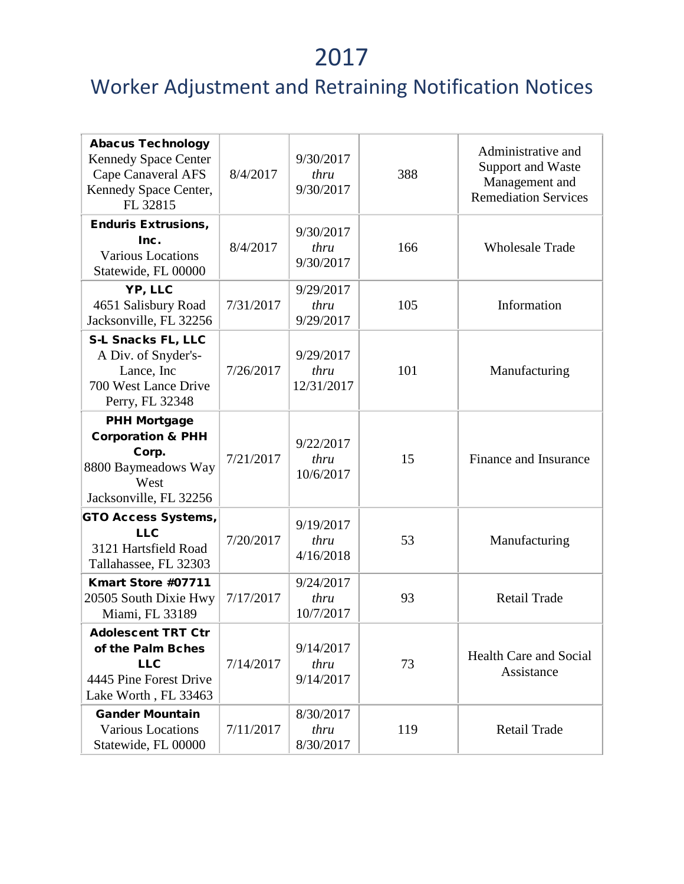# 2017

## Worker Adjustment and Retraining Notification Notices

| | | | | |
|---|---|---|---|---|
| **Abacus Technology** Kennedy Space Center Cape Canaveral AFS Kennedy Space Center, FL 32815 | 8/4/2017 | 9/30/2017 *thru* 9/30/2017 | 388 | Administrative and Support and Waste Management and Remediation Services |
| **Enduris Extrusions, Inc.** Various Locations Statewide, FL 00000 | 8/4/2017 | 9/30/2017 *thru* 9/30/2017 | 166 | Wholesale Trade |
| **YP, LLC** 4651 Salisbury Road Jacksonville, FL 32256 | 7/31/2017 | 9/29/2017 *thru* 9/29/2017 | 105 | Information |
| **S-L Snacks FL, LLC** A Div. of Snyder's-Lance, Inc 700 West Lance Drive Perry, FL 32348 | 7/26/2017 | 9/29/2017 *thru* 12/31/2017 | 101 | Manufacturing |
| **PHH Mortgage Corporation & PHH Corp.** 8800 Baymeadows Way West Jacksonville, FL 32256 | 7/21/2017 | 9/22/2017 *thru* 10/6/2017 | 15 | Finance and Insurance |
| **GTO Access Systems, LLC** 3121 Hartsfield Road Tallahassee, FL 32303 | 7/20/2017 | 9/19/2017 *thru* 4/16/2018 | 53 | Manufacturing |
| **Kmart Store #07711** 20505 South Dixie Hwy Miami, FL 33189 | 7/17/2017 | 9/24/2017 *thru* 10/7/2017 | 93 | Retail Trade |
| **Adolescent TRT Ctr of the Palm Bches LLC** 4445 Pine Forest Drive Lake Worth , FL 33463 | 7/14/2017 | 9/14/2017 *thru* 9/14/2017 | 73 | Health Care and Social Assistance |
| **Gander Mountain** Various Locations Statewide, FL 00000 | 7/11/2017 | 8/30/2017 *thru* 8/30/2017 | 119 | Retail Trade |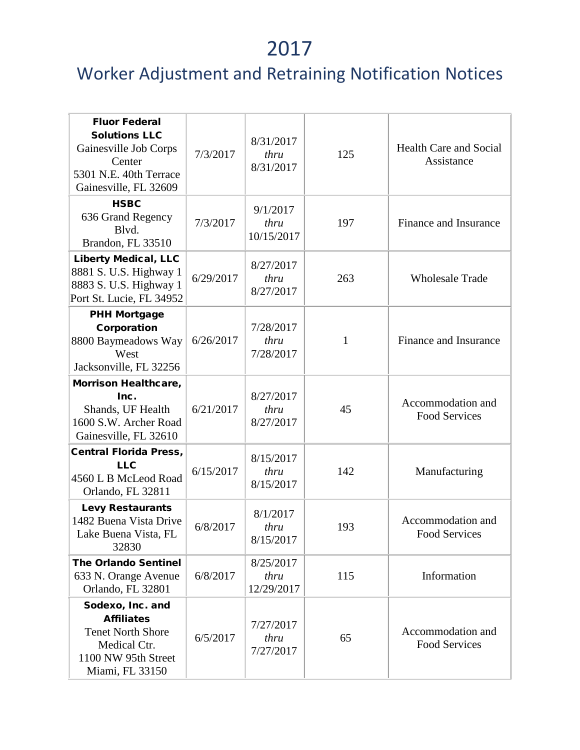# 2017

## Worker Adjustment and Retraining Notification Notices

| **Fluor Federal Solutions LLC** Gainesville Job Corps Center 5301 N.E. 40th Terrace Gainesville, FL 32609 | 7/3/2017 | 8/31/2017 *thru* 8/31/2017 | 125 | Health Care and Social Assistance |
|---|---|---|---|---|
| **HSBC** 636 Grand Regency Blvd. Brandon, FL 33510 | 7/3/2017 | 9/1/2017 *thru* 10/15/2017 | 197 | Finance and Insurance |
| **Liberty Medical, LLC** 8881 S. U.S. Highway 1 8883 S. U.S. Highway 1 Port St. Lucie, FL 34952 | 6/29/2017 | 8/27/2017 *thru* 8/27/2017 | 263 | Wholesale Trade |
| **PHH Mortgage Corporation** 8800 Baymeadows Way West Jacksonville, FL 32256 | 6/26/2017 | 7/28/2017 *thru* 7/28/2017 | 1 | Finance and Insurance |
| **Morrison Healthcare, Inc.** Shands, UF Health 1600 S.W. Archer Road Gainesville, FL 32610 | 6/21/2017 | 8/27/2017 *thru* 8/27/2017 | 45 | Accommodation and Food Services |
| **Central Florida Press, LLC** 4560 L B McLeod Road Orlando, FL 32811 | 6/15/2017 | 8/15/2017 *thru* 8/15/2017 | 142 | Manufacturing |
| **Levy Restaurants** 1482 Buena Vista Drive Lake Buena Vista, FL 32830 | 6/8/2017 | 8/1/2017 *thru* 8/15/2017 | 193 | Accommodation and Food Services |
| **The Orlando Sentinel** 633 N. Orange Avenue Orlando, FL 32801 | 6/8/2017 | 8/25/2017 *thru* 12/29/2017 | 115 | Information |
| **Sodexo, Inc. and Affiliates** Tenet North Shore Medical Ctr. 1100 NW 95th Street Miami, FL 33150 | 6/5/2017 | 7/27/2017 *thru* 7/27/2017 | 65 | Accommodation and Food Services |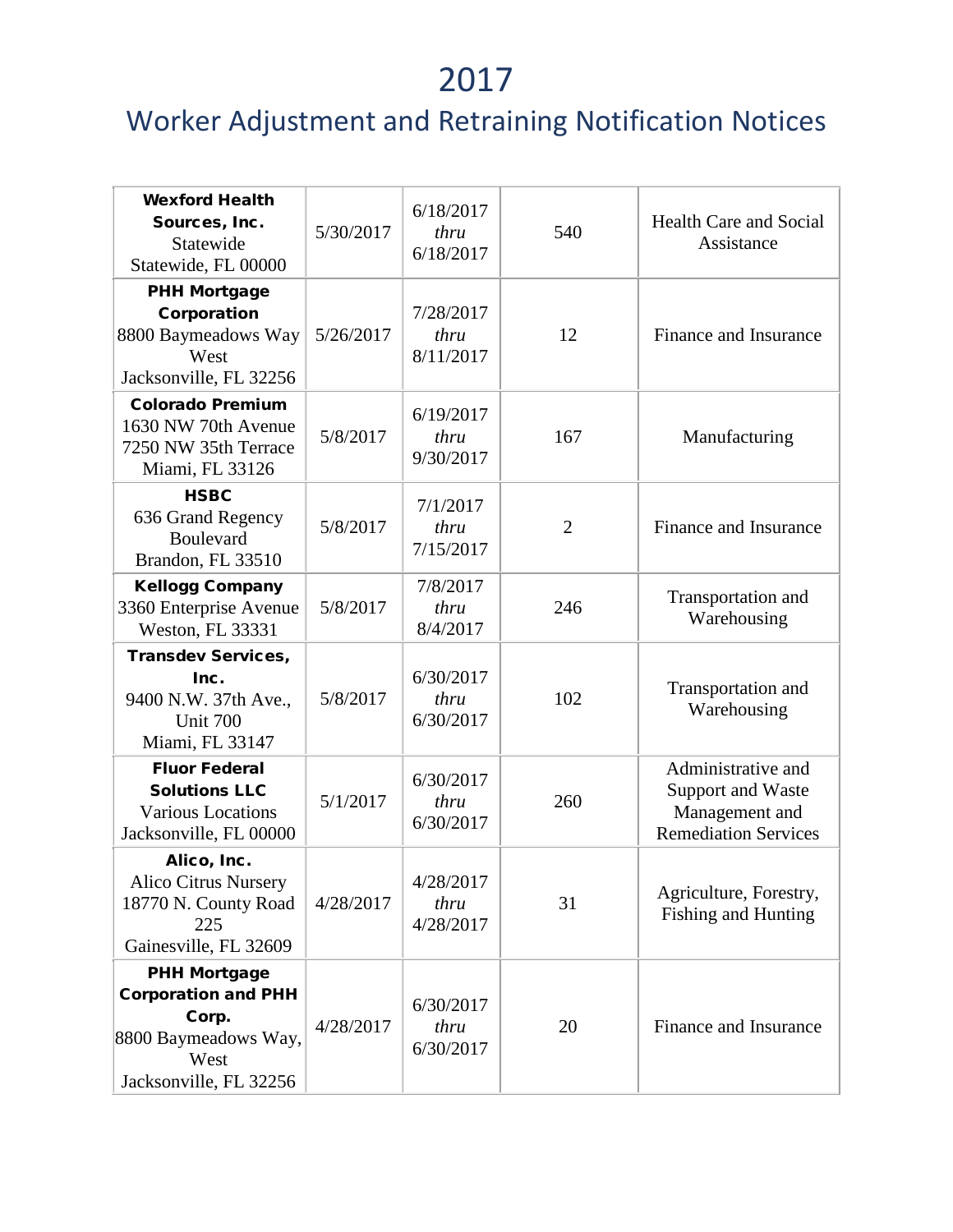# 2017

## Worker Adjustment and Retraining Notification Notices

| | | | | |
|---|---|---|---|---|
| **Wexford Health Sources, Inc.** Statewide Statewide, FL 00000 | 5/30/2017 | 6/18/2017 *thru* 6/18/2017 | 540 | Health Care and Social Assistance |
| **PHH Mortgage Corporation** 8800 Baymeadows Way West Jacksonville, FL 32256 | 5/26/2017 | 7/28/2017 *thru* 8/11/2017 | 12 | Finance and Insurance |
| **Colorado Premium** 1630 NW 70th Avenue 7250 NW 35th Terrace Miami, FL 33126 | 5/8/2017 | 6/19/2017 *thru* 9/30/2017 | 167 | Manufacturing |
| **HSBC** 636 Grand Regency Boulevard Brandon, FL 33510 | 5/8/2017 | 7/1/2017 *thru* 7/15/2017 | 2 | Finance and Insurance |
| **Kellogg Company** 3360 Enterprise Avenue Weston, FL 33331 | 5/8/2017 | 7/8/2017 *thru* 8/4/2017 | 246 | Transportation and Warehousing |
| **Transdev Services, Inc.** 9400 N.W. 37th Ave., Unit 700 Miami, FL 33147 | 5/8/2017 | 6/30/2017 *thru* 6/30/2017 | 102 | Transportation and Warehousing |
| **Fluor Federal Solutions LLC** Various Locations Jacksonville, FL 00000 | 5/1/2017 | 6/30/2017 *thru* 6/30/2017 | 260 | Administrative and Support and Waste Management and Remediation Services |
| **Alico, Inc.** Alico Citrus Nursery 18770 N. County Road 225 Gainesville, FL 32609 | 4/28/2017 | 4/28/2017 *thru* 4/28/2017 | 31 | Agriculture, Forestry, Fishing and Hunting |
| **PHH Mortgage Corporation and PHH Corp.** 8800 Baymeadows Way, West Jacksonville, FL 32256 | 4/28/2017 | 6/30/2017 *thru* 6/30/2017 | 20 | Finance and Insurance |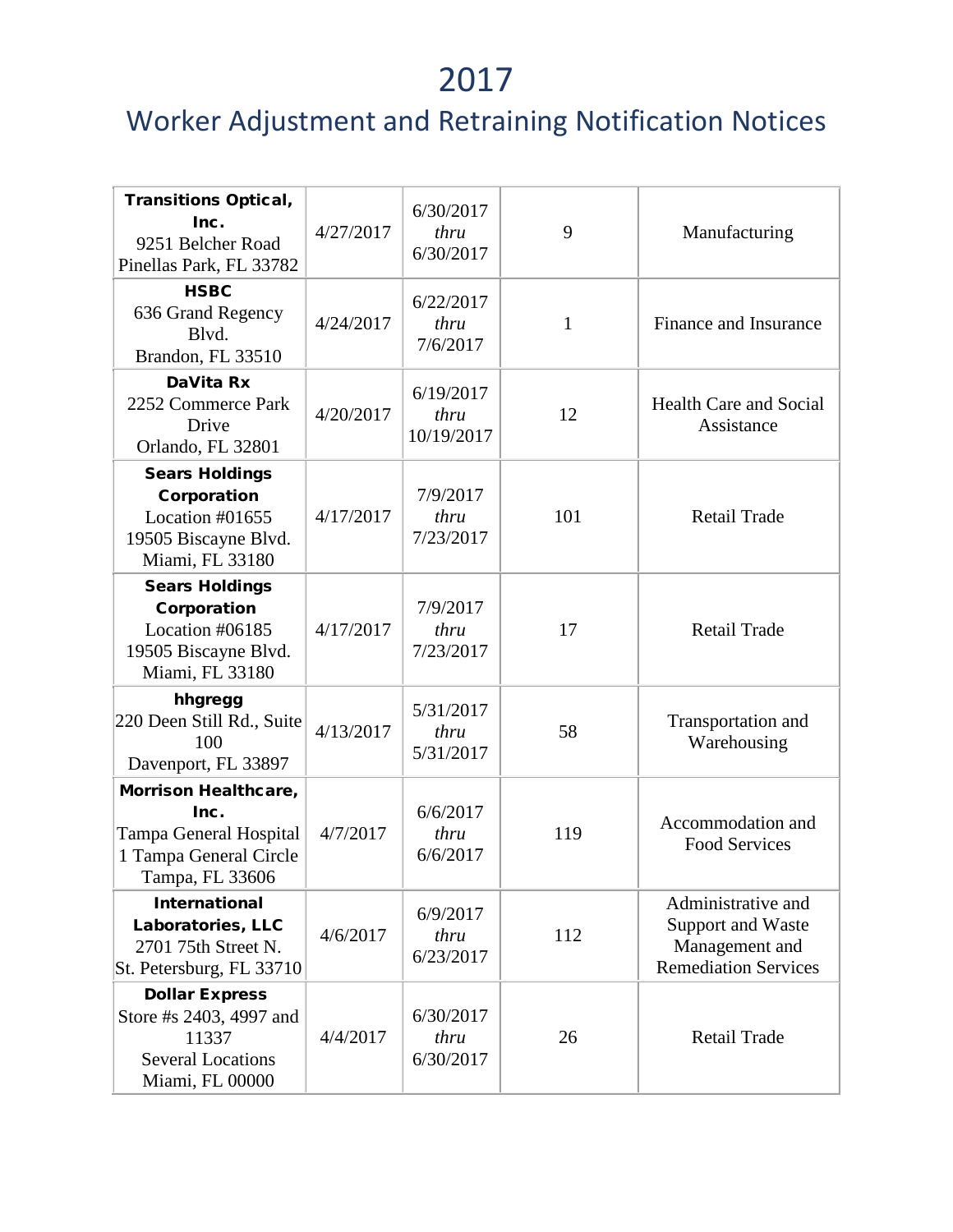# 2017

## Worker Adjustment and Retraining Notification Notices

| | | | | |
|---|---|---|---|---|
| **Transitions Optical, Inc.**<br>9251 Belcher Road<br>Pinellas Park, FL 33782 | 4/27/2017 | 6/30/2017<br>*thru*<br>6/30/2017 | 9 | Manufacturing |
| **HSBC**<br>636 Grand Regency Blvd.<br>Brandon, FL 33510 | 4/24/2017 | 6/22/2017<br>*thru*<br>7/6/2017 | 1 | Finance and Insurance |
| **DaVita Rx**<br>2252 Commerce Park Drive<br>Orlando, FL 32801 | 4/20/2017 | 6/19/2017<br>*thru*<br>10/19/2017 | 12 | Health Care and Social Assistance |
| **Sears Holdings Corporation**<br>Location #01655<br>19505 Biscayne Blvd.<br>Miami, FL 33180 | 4/17/2017 | 7/9/2017<br>*thru*<br>7/23/2017 | 101 | Retail Trade |
| **Sears Holdings Corporation**<br>Location #06185<br>19505 Biscayne Blvd.<br>Miami, FL 33180 | 4/17/2017 | 7/9/2017<br>*thru*<br>7/23/2017 | 17 | Retail Trade |
| **hhgregg**<br>220 Deen Still Rd., Suite 100<br>Davenport, FL 33897 | 4/13/2017 | 5/31/2017<br>*thru*<br>5/31/2017 | 58 | Transportation and Warehousing |
| **Morrison Healthcare, Inc.**<br>Tampa General Hospital<br>1 Tampa General Circle<br>Tampa, FL 33606 | 4/7/2017 | 6/6/2017<br>*thru*<br>6/6/2017 | 119 | Accommodation and Food Services |
| **International Laboratories, LLC**<br>2701 75th Street N.<br>St. Petersburg, FL 33710 | 4/6/2017 | 6/9/2017<br>*thru*<br>6/23/2017 | 112 | Administrative and Support and Waste Management and Remediation Services |
| **Dollar Express**<br>Store #s 2403, 4997 and 11337<br>Several Locations<br>Miami, FL 00000 | 4/4/2017 | 6/30/2017<br>*thru*<br>6/30/2017 | 26 | Retail Trade |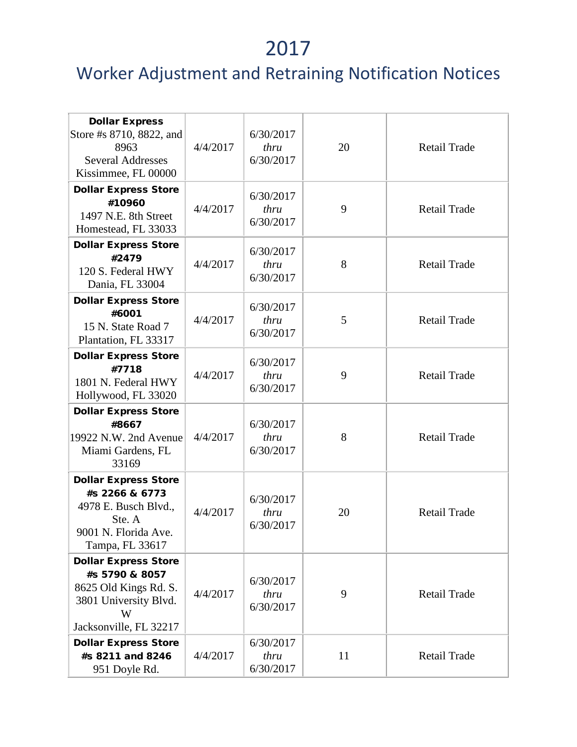# 2017

## Worker Adjustment and Retraining Notification Notices

| | | | | |
|---|---|---|---|---|
| **Dollar Express** Store #s 8710, 8822, and 8963 Several Addresses Kissimmee, FL 00000 | 4/4/2017 | 6/30/2017 *thru* 6/30/2017 | 20 | Retail Trade |
| **Dollar Express Store #10960** 1497 N.E. 8th Street Homestead, FL 33033 | 4/4/2017 | 6/30/2017 *thru* 6/30/2017 | 9 | Retail Trade |
| **Dollar Express Store #2479** 120 S. Federal HWY Dania, FL 33004 | 4/4/2017 | 6/30/2017 *thru* 6/30/2017 | 8 | Retail Trade |
| **Dollar Express Store #6001** 15 N. State Road 7 Plantation, FL 33317 | 4/4/2017 | 6/30/2017 *thru* 6/30/2017 | 5 | Retail Trade |
| **Dollar Express Store #7718** 1801 N. Federal HWY Hollywood, FL 33020 | 4/4/2017 | 6/30/2017 *thru* 6/30/2017 | 9 | Retail Trade |
| **Dollar Express Store #8667** 19922 N.W. 2nd Avenue Miami Gardens, FL 33169 | 4/4/2017 | 6/30/2017 *thru* 6/30/2017 | 8 | Retail Trade |
| **Dollar Express Store #s 2266 & 6773** 4978 E. Busch Blvd., Ste. A 9001 N. Florida Ave. Tampa, FL 33617 | 4/4/2017 | 6/30/2017 *thru* 6/30/2017 | 20 | Retail Trade |
| **Dollar Express Store #s 5790 & 8057** 8625 Old Kings Rd. S. 3801 University Blvd. W Jacksonville, FL 32217 | 4/4/2017 | 6/30/2017 *thru* 6/30/2017 | 9 | Retail Trade |
| **Dollar Express Store #s 8211 and 8246** 951 Doyle Rd. | 4/4/2017 | 6/30/2017 *thru* 6/30/2017 | 11 | Retail Trade |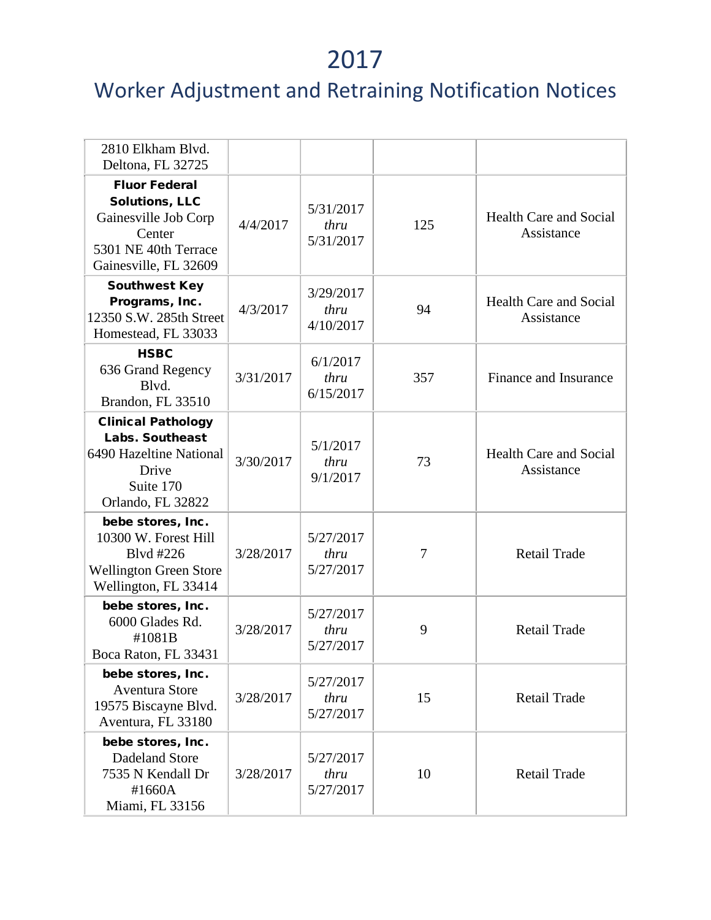# 2017

## Worker Adjustment and Retraining Notification Notices

| | | | | |
|---|---|---|---|---|
| 2810 Elkham Blvd.<br>Deltona, FL 32725 | | | | |
| **Fluor Federal Solutions, LLC**<br>Gainesville Job Corp Center<br>5301 NE 40th Terrace<br>Gainesville, FL 32609 | 4/4/2017 | 5/31/2017<br>*thru*<br>5/31/2017 | 125 | Health Care and Social Assistance |
| **Southwest Key Programs, Inc.**<br>12350 S.W. 285th Street<br>Homestead, FL 33033 | 4/3/2017 | 3/29/2017<br>*thru*<br>4/10/2017 | 94 | Health Care and Social Assistance |
| **HSBC**<br>636 Grand Regency Blvd.<br>Brandon, FL 33510 | 3/31/2017 | 6/1/2017<br>*thru*<br>6/15/2017 | 357 | Finance and Insurance |
| **Clinical Pathology Labs. Southeast**<br>6490 Hazeltine National Drive<br>Suite 170<br>Orlando, FL 32822 | 3/30/2017 | 5/1/2017<br>*thru*<br>9/1/2017 | 73 | Health Care and Social Assistance |
| **bebe stores, Inc.**<br>10300 W. Forest Hill Blvd #226<br>Wellington Green Store<br>Wellington, FL 33414 | 3/28/2017 | 5/27/2017<br>*thru*<br>5/27/2017 | 7 | Retail Trade |
| **bebe stores, Inc.**<br>6000 Glades Rd. #1081B<br>Boca Raton, FL 33431 | 3/28/2017 | 5/27/2017<br>*thru*<br>5/27/2017 | 9 | Retail Trade |
| **bebe stores, Inc.**<br>Aventura Store<br>19575 Biscayne Blvd.<br>Aventura, FL 33180 | 3/28/2017 | 5/27/2017<br>*thru*<br>5/27/2017 | 15 | Retail Trade |
| **bebe stores, Inc.**<br>Dadeland Store<br>7535 N Kendall Dr #1660A<br>Miami, FL 33156 | 3/28/2017 | 5/27/2017<br>*thru*<br>5/27/2017 | 10 | Retail Trade |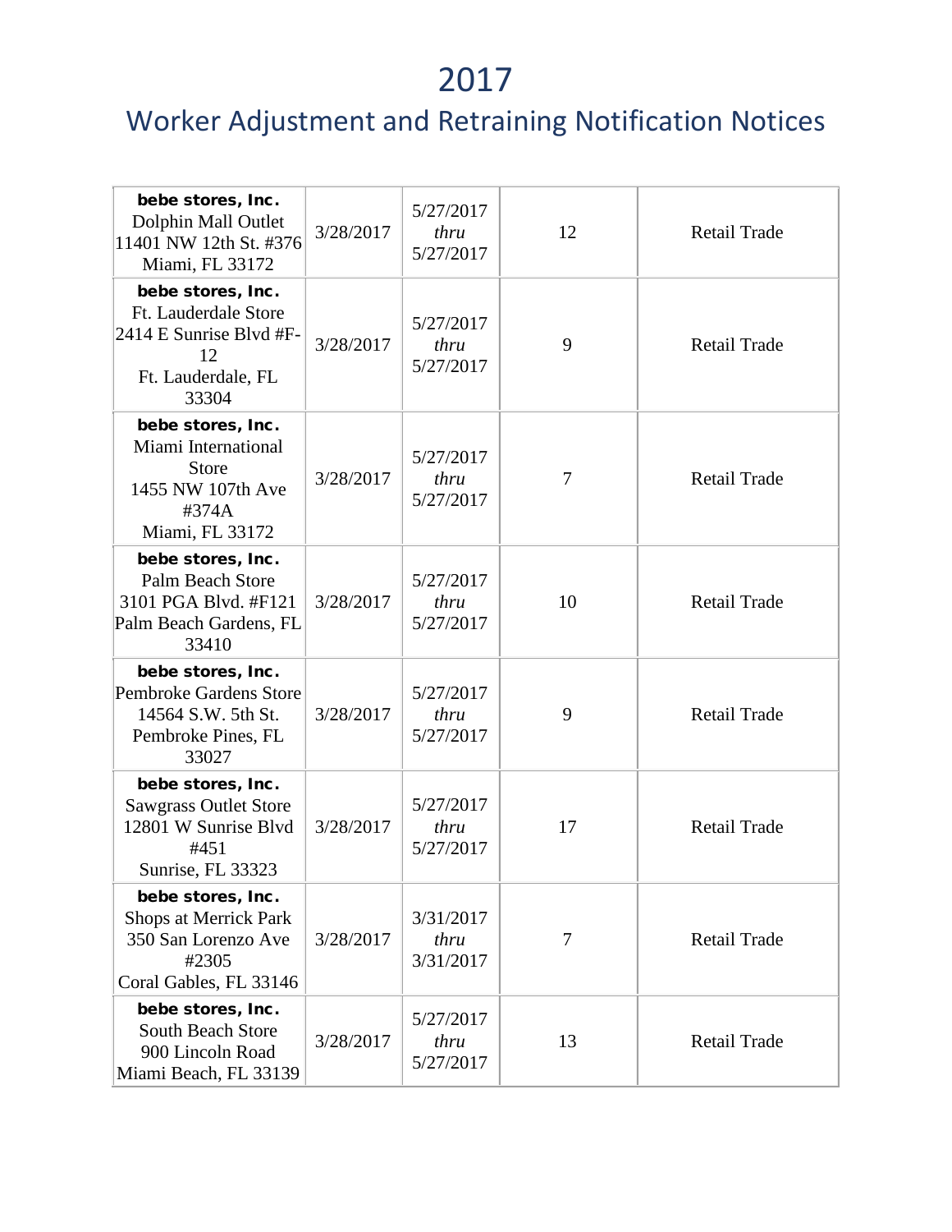# 2017

## Worker Adjustment and Retraining Notification Notices

| | | | | |
|---|---|---|---|---|
| **bebe stores, Inc.**<br>Dolphin Mall Outlet<br>11401 NW 12th St. #376<br>Miami, FL 33172 | 3/28/2017 | 5/27/2017<br>*thru*<br>5/27/2017 | 12 | Retail Trade |
| **bebe stores, Inc.**<br>Ft. Lauderdale Store<br>2414 E Sunrise Blvd #F-12<br>Ft. Lauderdale, FL 33304 | 3/28/2017 | 5/27/2017<br>*thru*<br>5/27/2017 | 9 | Retail Trade |
| **bebe stores, Inc.**<br>Miami International Store<br>1455 NW 107th Ave #374A<br>Miami, FL 33172 | 3/28/2017 | 5/27/2017<br>*thru*<br>5/27/2017 | 7 | Retail Trade |
| **bebe stores, Inc.**<br>Palm Beach Store<br>3101 PGA Blvd. #F121<br>Palm Beach Gardens, FL 33410 | 3/28/2017 | 5/27/2017<br>*thru*<br>5/27/2017 | 10 | Retail Trade |
| **bebe stores, Inc.**<br>Pembroke Gardens Store<br>14564 S.W. 5th St.<br>Pembroke Pines, FL 33027 | 3/28/2017 | 5/27/2017<br>*thru*<br>5/27/2017 | 9 | Retail Trade |
| **bebe stores, Inc.**<br>Sawgrass Outlet Store<br>12801 W Sunrise Blvd #451<br>Sunrise, FL 33323 | 3/28/2017 | 5/27/2017<br>*thru*<br>5/27/2017 | 17 | Retail Trade |
| **bebe stores, Inc.**<br>Shops at Merrick Park<br>350 San Lorenzo Ave #2305<br>Coral Gables, FL 33146 | 3/28/2017 | 3/31/2017<br>*thru*<br>3/31/2017 | 7 | Retail Trade |
| **bebe stores, Inc.**<br>South Beach Store<br>900 Lincoln Road<br>Miami Beach, FL 33139 | 3/28/2017 | 5/27/2017<br>*thru*<br>5/27/2017 | 13 | Retail Trade |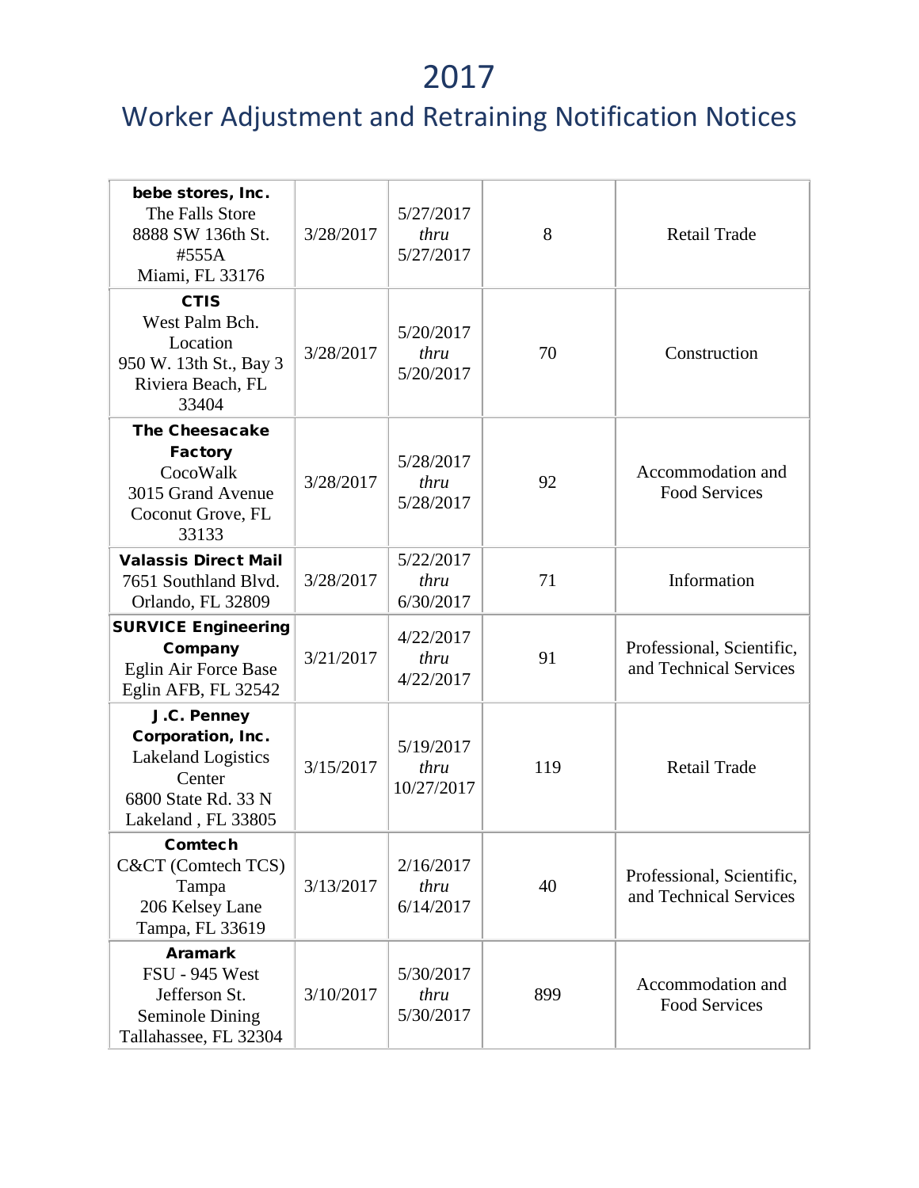# 2017

## Worker Adjustment and Retraining Notification Notices

| | | | | |
|---|---|---|---|---|
| **bebe stores, Inc.** The Falls Store 8888 SW 136th St. #555A Miami, FL 33176 | 3/28/2017 | 5/27/2017 *thru* 5/27/2017 | 8 | Retail Trade |
| **CTIS** West Palm Bch. Location 950 W. 13th St., Bay 3 Riviera Beach, FL 33404 | 3/28/2017 | 5/20/2017 *thru* 5/20/2017 | 70 | Construction |
| **The Cheesacake Factory** CocoWalk 3015 Grand Avenue Coconut Grove, FL 33133 | 3/28/2017 | 5/28/2017 *thru* 5/28/2017 | 92 | Accommodation and Food Services |
| **Valassis Direct Mail** 7651 Southland Blvd. Orlando, FL 32809 | 3/28/2017 | 5/22/2017 *thru* 6/30/2017 | 71 | Information |
| **SURVICE Engineering Company** Eglin Air Force Base Eglin AFB, FL 32542 | 3/21/2017 | 4/22/2017 *thru* 4/22/2017 | 91 | Professional, Scientific, and Technical Services |
| **J.C. Penney Corporation, Inc.** Lakeland Logistics Center 6800 State Rd. 33 N Lakeland , FL 33805 | 3/15/2017 | 5/19/2017 *thru* 10/27/2017 | 119 | Retail Trade |
| **Comtech** C&CT (Comtech TCS) Tampa 206 Kelsey Lane Tampa, FL 33619 | 3/13/2017 | 2/16/2017 *thru* 6/14/2017 | 40 | Professional, Scientific, and Technical Services |
| **Aramark** FSU - 945 West Jefferson St. Seminole Dining Tallahassee, FL 32304 | 3/10/2017 | 5/30/2017 *thru* 5/30/2017 | 899 | Accommodation and Food Services |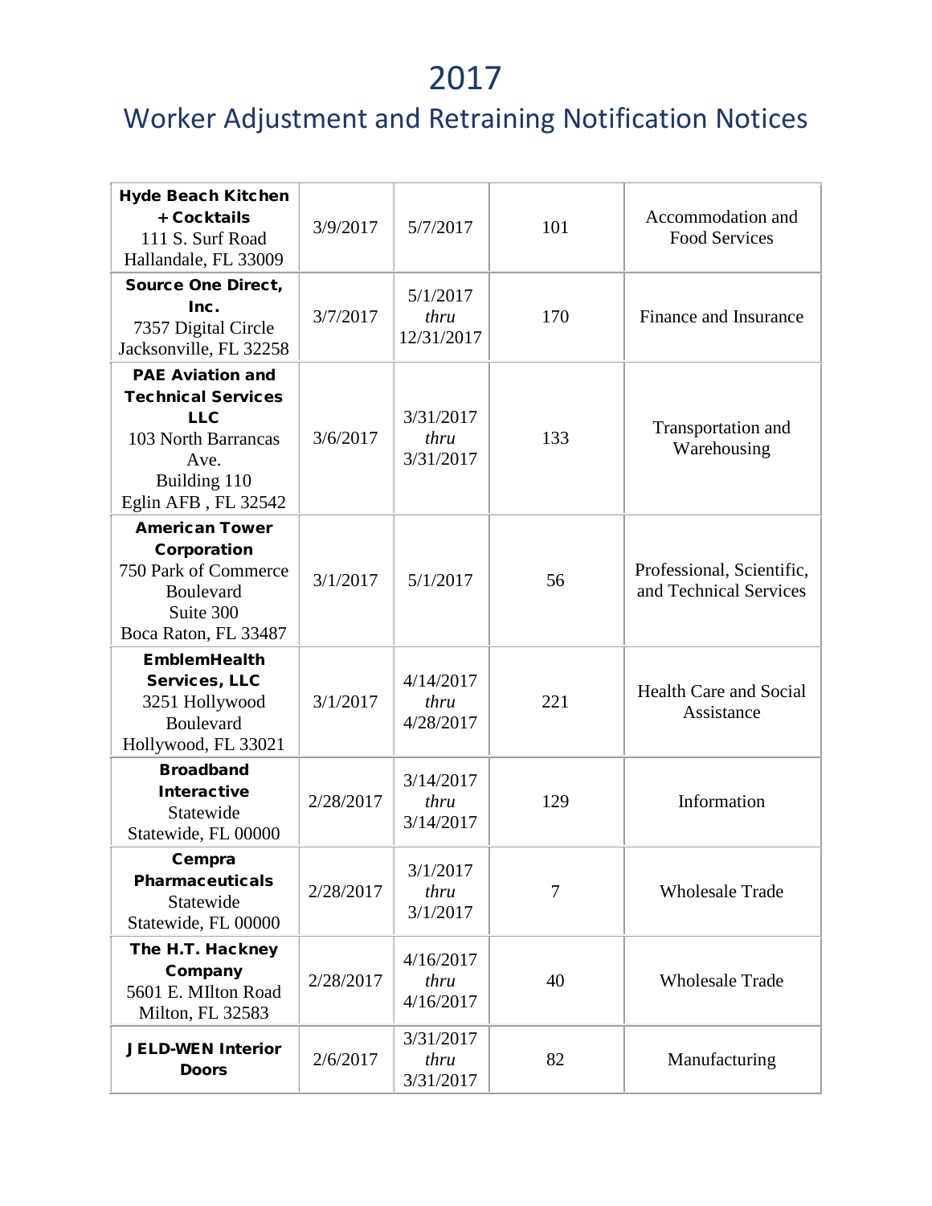# 2017

## Worker Adjustment and Retraining Notification Notices

| | | | | |
|---|---|---|---|---|
| **Hyde Beach Kitchen + Cocktails**<br>111 S. Surf Road<br>Hallandale, FL 33009 | 3/9/2017 | 5/7/2017 | 101 | Accommodation and Food Services |
| **Source One Direct, Inc.**<br>7357 Digital Circle<br>Jacksonville, FL 32258 | 3/7/2017 | 5/1/2017 *thru* 12/31/2017 | 170 | Finance and Insurance |
| **PAE Aviation and Technical Services LLC**<br>103 North Barrancas Ave.<br>Building 110<br>Eglin AFB , FL 32542 | 3/6/2017 | 3/31/2017 *thru* 3/31/2017 | 133 | Transportation and Warehousing |
| **American Tower Corporation**<br>750 Park of Commerce Boulevard<br>Suite 300<br>Boca Raton, FL 33487 | 3/1/2017 | 5/1/2017 | 56 | Professional, Scientific, and Technical Services |
| **EmblemHealth Services, LLC**<br>3251 Hollywood Boulevard<br>Hollywood, FL 33021 | 3/1/2017 | 4/14/2017 *thru* 4/28/2017 | 221 | Health Care and Social Assistance |
| **Broadband Interactive**<br>Statewide<br>Statewide, FL 00000 | 2/28/2017 | 3/14/2017 *thru* 3/14/2017 | 129 | Information |
| **Cempra Pharmaceuticals**<br>Statewide<br>Statewide, FL 00000 | 2/28/2017 | 3/1/2017 *thru* 3/1/2017 | 7 | Wholesale Trade |
| **The H.T. Hackney Company**<br>5601 E. MIlton Road<br>Milton, FL 32583 | 2/28/2017 | 4/16/2017 *thru* 4/16/2017 | 40 | Wholesale Trade |
| **JELD-WEN Interior Doors** | 2/6/2017 | 3/31/2017 *thru* 3/31/2017 | 82 | Manufacturing |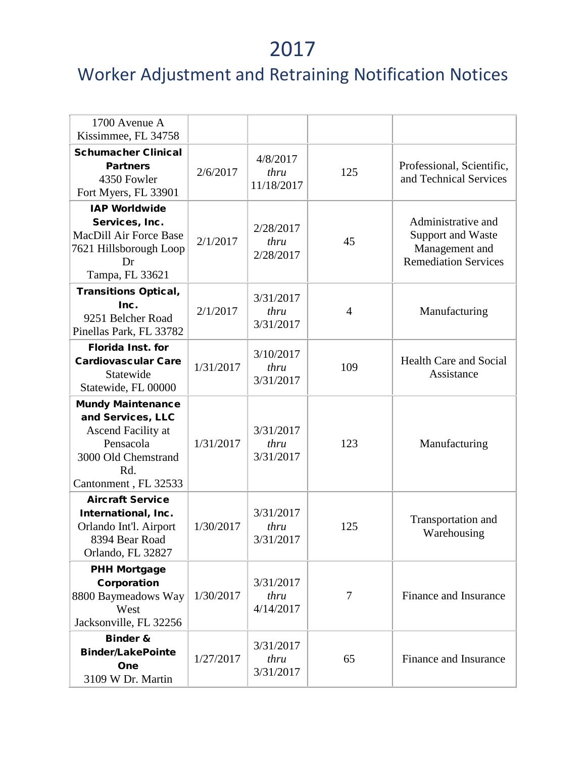# 2017

## Worker Adjustment and Retraining Notification Notices

| | | | | |
|---|---|---|---|---|
| 1700 Avenue A<br>Kissimmee, FL 34758 | | | | |
| **Schumacher Clinical Partners**<br>4350 Fowler<br>Fort Myers, FL 33901 | 2/6/2017 | 4/8/2017<br>*thru*<br>11/18/2017 | 125 | Professional, Scientific, and Technical Services |
| **IAP Worldwide Services, Inc.**<br>MacDill Air Force Base<br>7621 Hillsborough Loop Dr<br>Tampa, FL 33621 | 2/1/2017 | 2/28/2017<br>*thru*<br>2/28/2017 | 45 | Administrative and Support and Waste Management and Remediation Services |
| **Transitions Optical, Inc.**<br>9251 Belcher Road<br>Pinellas Park, FL 33782 | 2/1/2017 | 3/31/2017<br>*thru*<br>3/31/2017 | 4 | Manufacturing |
| **Florida Inst. for Cardiovascular Care**<br>Statewide<br>Statewide, FL 00000 | 1/31/2017 | 3/10/2017<br>*thru*<br>3/31/2017 | 109 | Health Care and Social Assistance |
| **Mundy Maintenance and Services, LLC**<br>Ascend Facility at Pensacola<br>3000 Old Chemstrand Rd.<br>Cantonment , FL 32533 | 1/31/2017 | 3/31/2017<br>*thru*<br>3/31/2017 | 123 | Manufacturing |
| **Aircraft Service International, Inc.**<br>Orlando Int'l. Airport<br>8394 Bear Road<br>Orlando, FL 32827 | 1/30/2017 | 3/31/2017<br>*thru*<br>3/31/2017 | 125 | Transportation and Warehousing |
| **PHH Mortgage Corporation**<br>8800 Baymeadows Way West<br>Jacksonville, FL 32256 | 1/30/2017 | 3/31/2017<br>*thru*<br>4/14/2017 | 7 | Finance and Insurance |
| **Binder & Binder/LakePointe One**<br>3109 W Dr. Martin | 1/27/2017 | 3/31/2017<br>*thru*<br>3/31/2017 | 65 | Finance and Insurance |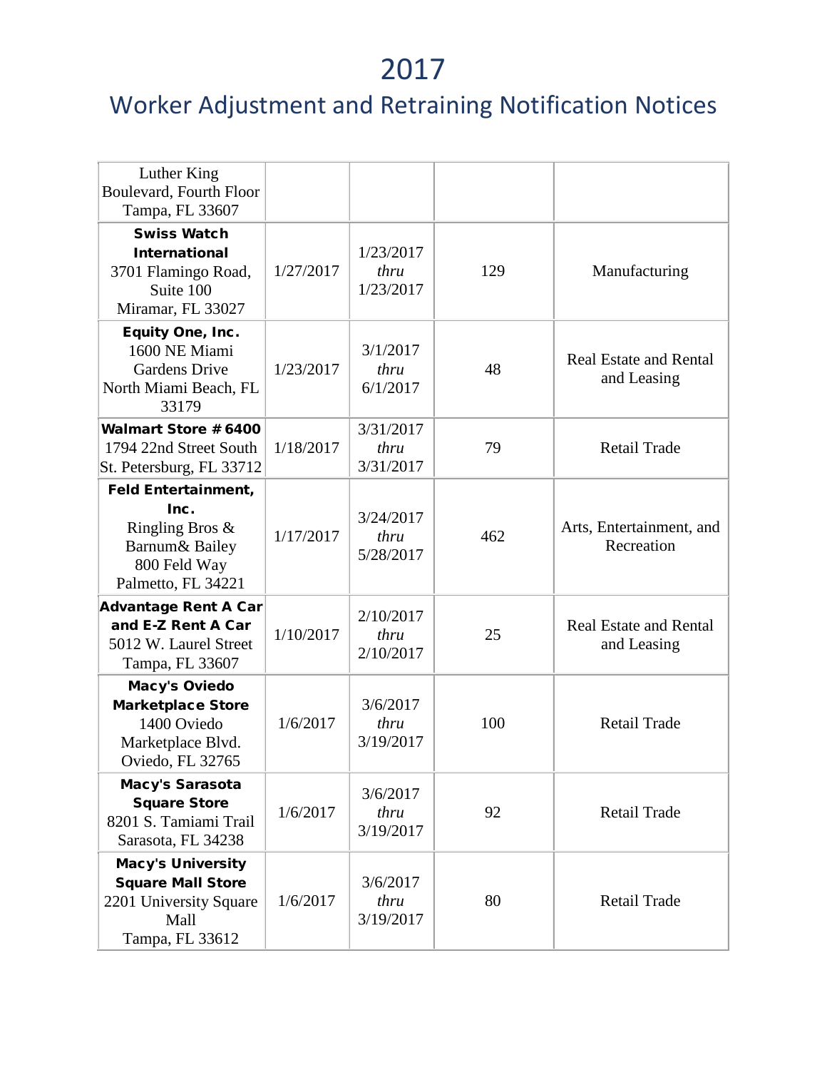# 2017

## Worker Adjustment and Retraining Notification Notices

| | | | | |
|---|---|---|---|---|
| Luther King Boulevard, Fourth Floor Tampa, FL 33607 | | | | |
| **Swiss Watch International** 3701 Flamingo Road, Suite 100 Miramar, FL 33027 | 1/27/2017 | 1/23/2017 *thru* 1/23/2017 | 129 | Manufacturing |
| **Equity One, Inc.** 1600 NE Miami Gardens Drive North Miami Beach, FL 33179 | 1/23/2017 | 3/1/2017 *thru* 6/1/2017 | 48 | Real Estate and Rental and Leasing |
| **Walmart Store #6400** 1794 22nd Street South St. Petersburg, FL 33712 | 1/18/2017 | 3/31/2017 *thru* 3/31/2017 | 79 | Retail Trade |
| **Feld Entertainment, Inc.** Ringling Bros & Barnum& Bailey 800 Feld Way Palmetto, FL 34221 | 1/17/2017 | 3/24/2017 *thru* 5/28/2017 | 462 | Arts, Entertainment, and Recreation |
| **Advantage Rent A Car and E-Z Rent A Car** 5012 W. Laurel Street Tampa, FL 33607 | 1/10/2017 | 2/10/2017 *thru* 2/10/2017 | 25 | Real Estate and Rental and Leasing |
| **Macy's Oviedo Marketplace Store** 1400 Oviedo Marketplace Blvd. Oviedo, FL 32765 | 1/6/2017 | 3/6/2017 *thru* 3/19/2017 | 100 | Retail Trade |
| **Macy's Sarasota Square Store** 8201 S. Tamiami Trail Sarasota, FL 34238 | 1/6/2017 | 3/6/2017 *thru* 3/19/2017 | 92 | Retail Trade |
| **Macy's University Square Mall Store** 2201 University Square Mall Tampa, FL 33612 | 1/6/2017 | 3/6/2017 *thru* 3/19/2017 | 80 | Retail Trade |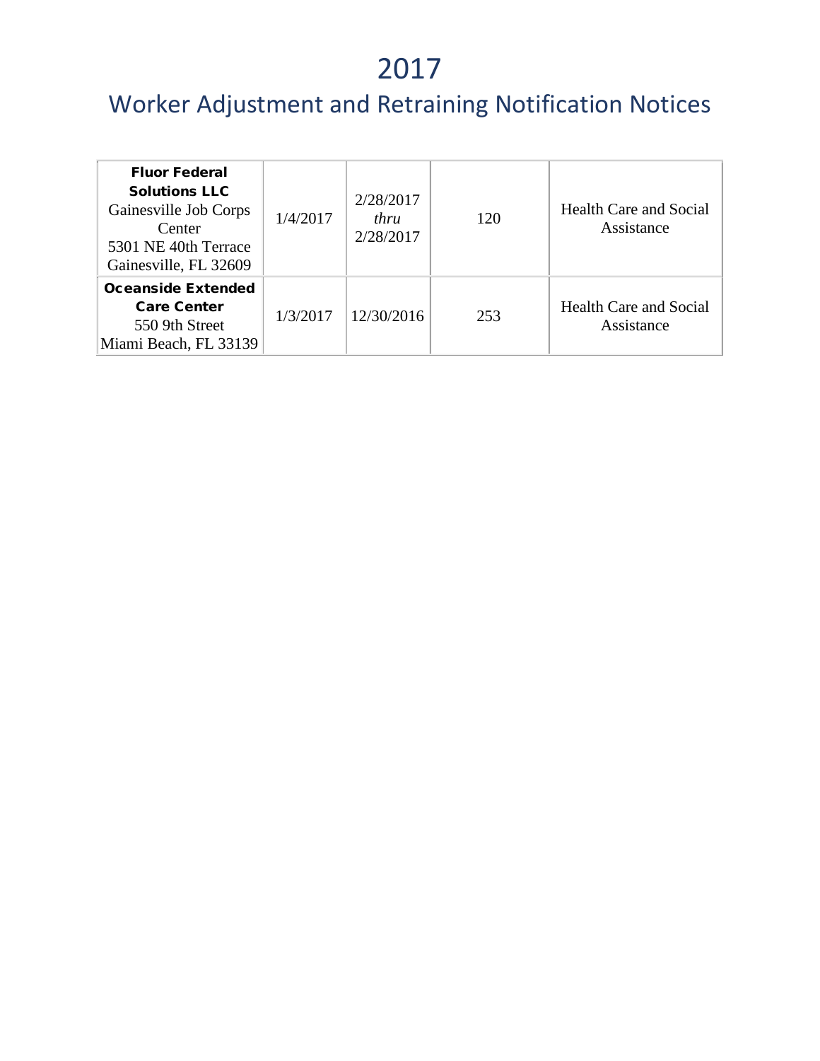# 2017

## Worker Adjustment and Retraining Notification Notices

| | | | | |
|---|---|---|---|---|
| **Fluor Federal Solutions LLC** Gainesville Job Corps Center 5301 NE 40th Terrace Gainesville, FL 32609 | 1/4/2017 | 2/28/2017 *thru* 2/28/2017 | 120 | Health Care and Social Assistance |
| **Oceanside Extended Care Center** 550 9th Street Miami Beach, FL 33139 | 1/3/2017 | 12/30/2016 | 253 | Health Care and Social Assistance |